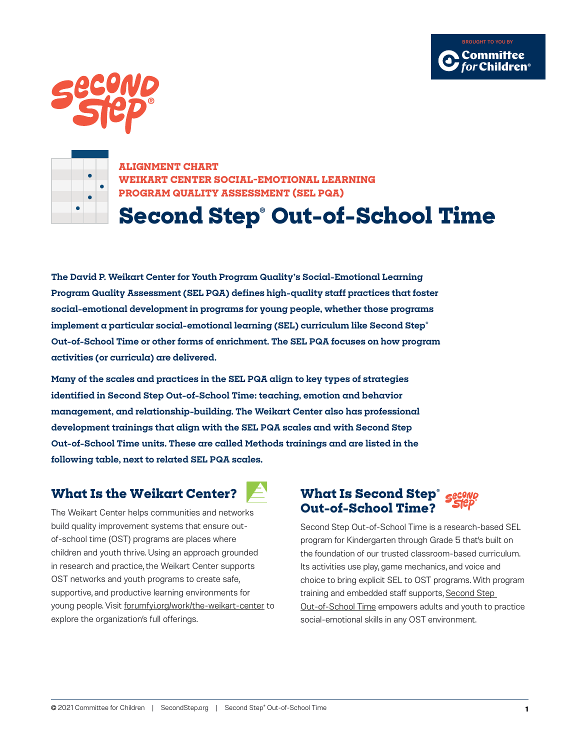BROUGHT TO YOU BY Committee for Children®

ALIGNMENT CHART
WEIKART CENTER SOCIAL-EMOTIONAL LEARNING PROGRAM QUALITY ASSESSMENT (SEL PQA)

# Second Step® Out-of-School Time

**The David P. Weikart Center for Youth Program Quality's Social-Emotional Learning Program Quality Assessment (SEL PQA) defines high-quality staff practices that foster social-emotional development in programs for young people, whether those programs implement a particular social-emotional learning (SEL) curriculum like Second Step® Out-of-School Time or other forms of enrichment. The SEL PQA focuses on how program activities (or curricula) are delivered.**

**Many of the scales and practices in the SEL PQA align to key types of strategies identified in Second Step Out-of-School Time: teaching, emotion and behavior management, and relationship-building. The Weikart Center also has professional development trainings that align with the SEL PQA scales and with Second Step Out-of-School Time units. These are called Methods trainings and are listed in the following table, next to related SEL PQA scales.**

## What Is the Weikart Center?

The Weikart Center helps communities and networks build quality improvement systems that ensure out-of-school time (OST) programs are places where children and youth thrive. Using an approach grounded in research and practice, the Weikart Center supports OST networks and youth programs to create safe, supportive, and productive learning environments for young people. Visit forumfyi.org/work/the-weikart-center to explore the organization's full offerings.

## What Is Second Step® Out-of-School Time?

Second Step Out-of-School Time is a research-based SEL program for Kindergarten through Grade 5 that's built on the foundation of our trusted classroom-based curriculum. Its activities use play, game mechanics, and voice and choice to bring explicit SEL to OST programs. With program training and embedded staff supports, Second Step Out-of-School Time empowers adults and youth to practice social-emotional skills in any OST environment.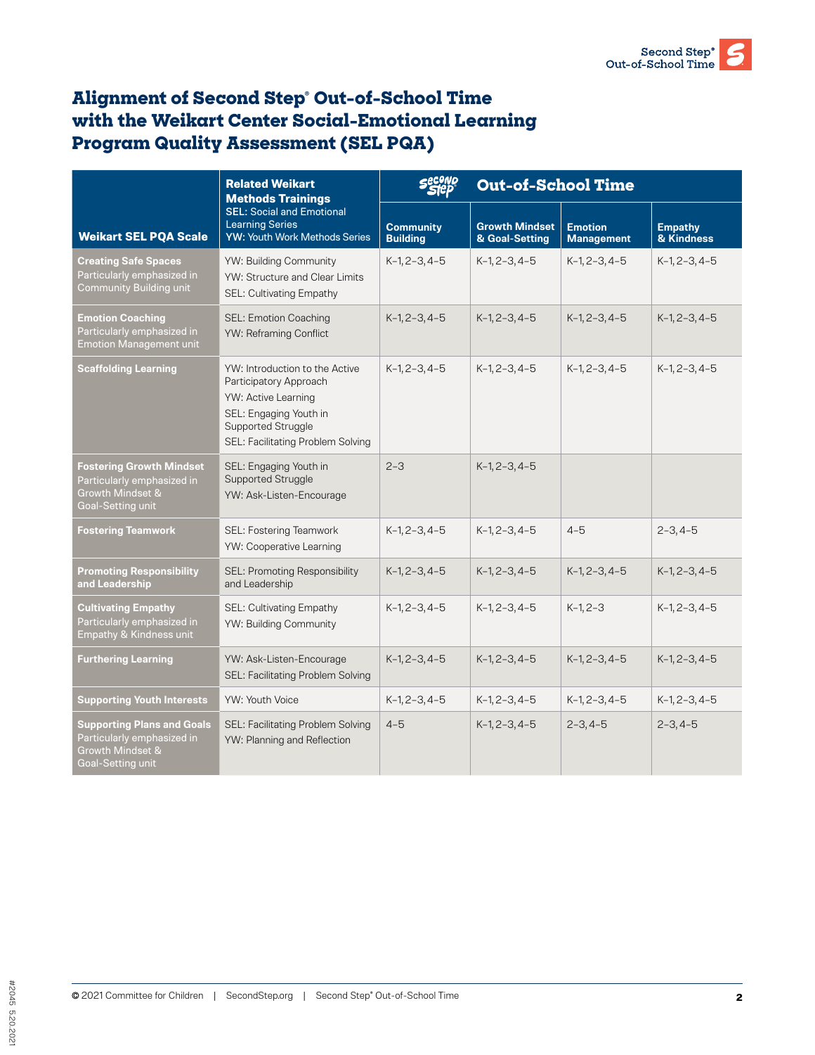# Alignment of Second Step® Out-of-School Time with the Weikart Center Social-Emotional Learning Program Quality Assessment (SEL PQA)

| Weikart SEL PQA Scale | Related Weikart Methods Trainings<br>SEL: Social and Emotional Learning Series<br>YW: Youth Work Methods Series | Second Step Out-of-School Time | | | |
|---|---|---|---|---|---|
| | | Community Building | Growth Mindset & Goal-Setting | Emotion Management | Empathy & Kindness |
| **Creating Safe Spaces**<br>Particularly emphasized in Community Building unit | YW: Building Community<br>YW: Structure and Clear Limits<br>SEL: Cultivating Empathy | K–1, 2–3, 4–5 | K–1, 2–3, 4–5 | K–1, 2–3, 4–5 | K–1, 2–3, 4–5 |
| **Emotion Coaching**<br>Particularly emphasized in Emotion Management unit | SEL: Emotion Coaching<br>YW: Reframing Conflict | K–1, 2–3, 4–5 | K–1, 2–3, 4–5 | K–1, 2–3, 4–5 | K–1, 2–3, 4–5 |
| **Scaffolding Learning** | YW: Introduction to the Active Participatory Approach<br>YW: Active Learning<br>SEL: Engaging Youth in Supported Struggle<br>SEL: Facilitating Problem Solving | K–1, 2–3, 4–5 | K–1, 2–3, 4–5 | K–1, 2–3, 4–5 | K–1, 2–3, 4–5 |
| **Fostering Growth Mindset**<br>Particularly emphasized in Growth Mindset & Goal-Setting unit | SEL: Engaging Youth in Supported Struggle<br>YW: Ask-Listen-Encourage | 2–3 | K–1, 2–3, 4–5 | | |
| **Fostering Teamwork** | SEL: Fostering Teamwork<br>YW: Cooperative Learning | K–1, 2–3, 4–5 | K–1, 2–3, 4–5 | 4–5 | 2–3, 4–5 |
| **Promoting Responsibility and Leadership** | SEL: Promoting Responsibility and Leadership | K–1, 2–3, 4–5 | K–1, 2–3, 4–5 | K–1, 2–3, 4–5 | K–1, 2–3, 4–5 |
| **Cultivating Empathy**<br>Particularly emphasized in Empathy & Kindness unit | SEL: Cultivating Empathy<br>YW: Building Community | K–1, 2–3, 4–5 | K–1, 2–3, 4–5 | K–1, 2–3 | K–1, 2–3, 4–5 |
| **Furthering Learning** | YW: Ask-Listen-Encourage<br>SEL: Facilitating Problem Solving | K–1, 2–3, 4–5 | K–1, 2–3, 4–5 | K–1, 2–3, 4–5 | K–1, 2–3, 4–5 |
| **Supporting Youth Interests** | YW: Youth Voice | K–1, 2–3, 4–5 | K–1, 2–3, 4–5 | K–1, 2–3, 4–5 | K–1, 2–3, 4–5 |
| **Supporting Plans and Goals**<br>Particularly emphasized in Growth Mindset & Goal-Setting unit | SEL: Facilitating Problem Solving<br>YW: Planning and Reflection | 4–5 | K–1, 2–3, 4–5 | 2–3, 4–5 | 2–3, 4–5 |

© 2021 Committee for Children | SecondStep.org | Second Step® Out-of-School Time

#2045 5.20.2021